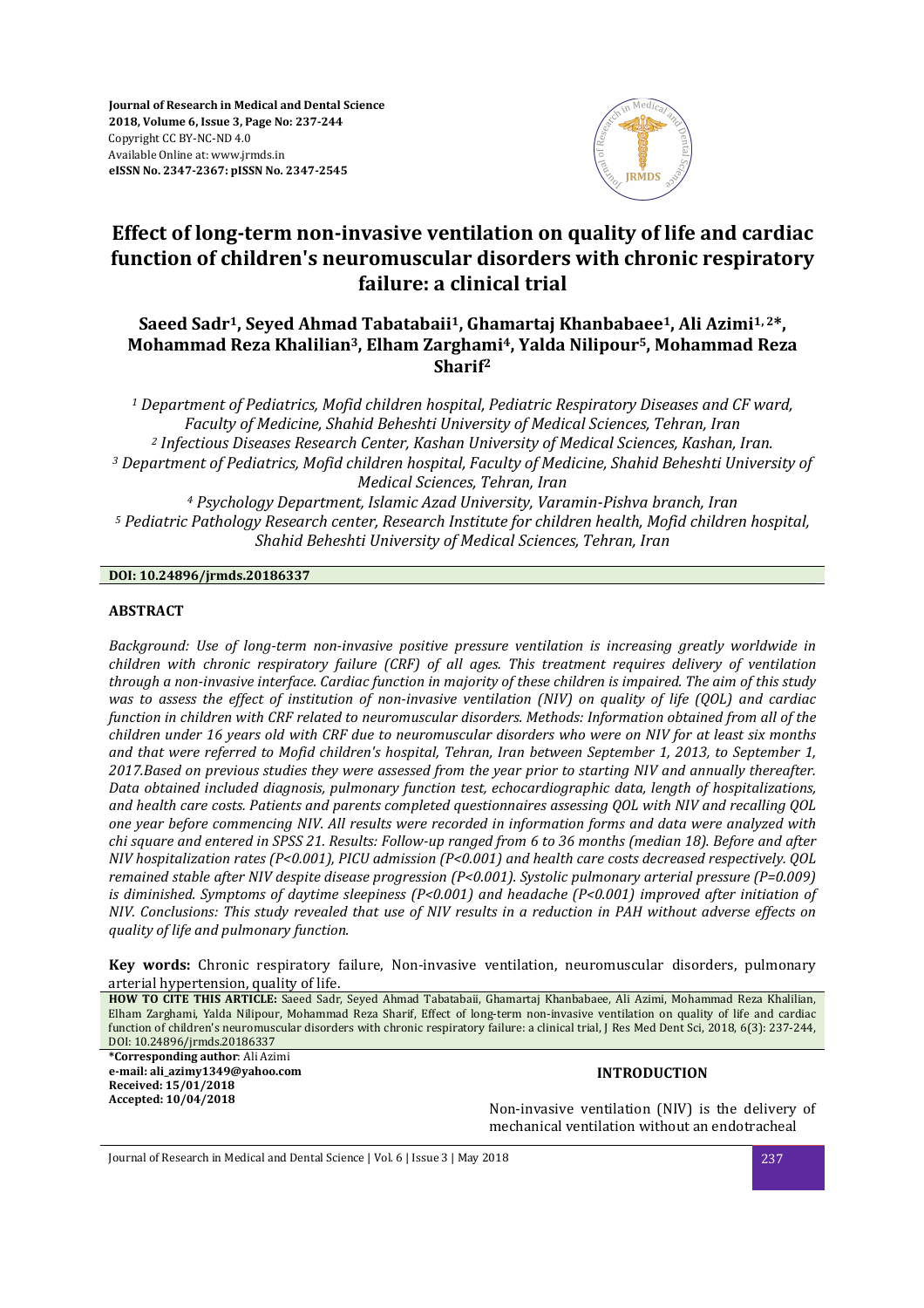Journal of Research in Medical and Dental Science
2018, Volume 6, Issue 3, Page No: 237-244
Copyright CC BY-NC-ND 4.0
Available Online at: www.jrmds.in
eISSN No. 2347-2367: pISSN No. 2347-2545

# Effect of long-term non-invasive ventilation on quality of life and cardiac function of children's neuromuscular disorders with chronic respiratory failure: a clinical trial

**Saeed Sadr[1], Seyed Ahmad Tabatabaii[1], Ghamartaj Khanbabaee[1], Ali Azimi[1,2*], Mohammad Reza Khalilian[3], Elham Zarghami[4], Yalda Nilipour[5], Mohammad Reza Sharif[2]**

[1] *Department of Pediatrics, Mofid children hospital, Pediatric Respiratory Diseases and CF ward, Faculty of Medicine, Shahid Beheshti University of Medical Sciences, Tehran, Iran*
[2] *Infectious Diseases Research Center, Kashan University of Medical Sciences, Kashan, Iran.*
[3] *Department of Pediatrics, Mofid children hospital, Faculty of Medicine, Shahid Beheshti University of Medical Sciences, Tehran, Iran*
[4] *Psychology Department, Islamic Azad University, Varamin-Pishva branch, Iran*
[5] *Pediatric Pathology Research center, Research Institute for children health, Mofid children hospital, Shahid Beheshti University of Medical Sciences, Tehran, Iran*

**DOI: 10.24896/jrmds.20186337**

## ABSTRACT

*Background: Use of long-term non-invasive positive pressure ventilation is increasing greatly worldwide in children with chronic respiratory failure (CRF) of all ages. This treatment requires delivery of ventilation through a non-invasive interface. Cardiac function in majority of these children is impaired. The aim of this study was to assess the effect of institution of non-invasive ventilation (NIV) on quality of life (QOL) and cardiac function in children with CRF related to neuromuscular disorders. Methods: Information obtained from all of the children under 16 years old with CRF due to neuromuscular disorders who were on NIV for at least six months and that were referred to Mofid children's hospital, Tehran, Iran between September 1, 2013, to September 1, 2017.Based on previous studies they were assessed from the year prior to starting NIV and annually thereafter. Data obtained included diagnosis, pulmonary function test, echocardiographic data, length of hospitalizations, and health care costs. Patients and parents completed questionnaires assessing QOL with NIV and recalling QOL one year before commencing NIV. All results were recorded in information forms and data were analyzed with chi square and entered in SPSS 21. Results: Follow-up ranged from 6 to 36 months (median 18). Before and after NIV hospitalization rates (P<0.001), PICU admission (P<0.001) and health care costs decreased respectively. QOL remained stable after NIV despite disease progression (P<0.001). Systolic pulmonary arterial pressure (P=0.009) is diminished. Symptoms of daytime sleepiness (P<0.001) and headache (P<0.001) improved after initiation of NIV. Conclusions: This study revealed that use of NIV results in a reduction in PAH without adverse effects on quality of life and pulmonary function.*

**Key words:** Chronic respiratory failure, Non-invasive ventilation, neuromuscular disorders, pulmonary arterial hypertension, quality of life.

**HOW TO CITE THIS ARTICLE:** Saeed Sadr, Seyed Ahmad Tabatabaii, Ghamartaj Khanbabaee, Ali Azimi, Mohammad Reza Khalilian, Elham Zarghami, Yalda Nilipour, Mohammad Reza Sharif, Effect of long-term non-invasive ventilation on quality of life and cardiac function of children's neuromuscular disorders with chronic respiratory failure: a clinical trial, J Res Med Dent Sci, 2018, 6(3): 237-244, DOI: 10.24896/jrmds.20186337

**\*Corresponding author**: Ali Azimi
**e-mail: ali_azimy1349@yahoo.com**
**Received: 15/01/2018**
**Accepted: 10/04/2018**

## INTRODUCTION

Non-invasive ventilation (NIV) is the delivery of mechanical ventilation without an endotracheal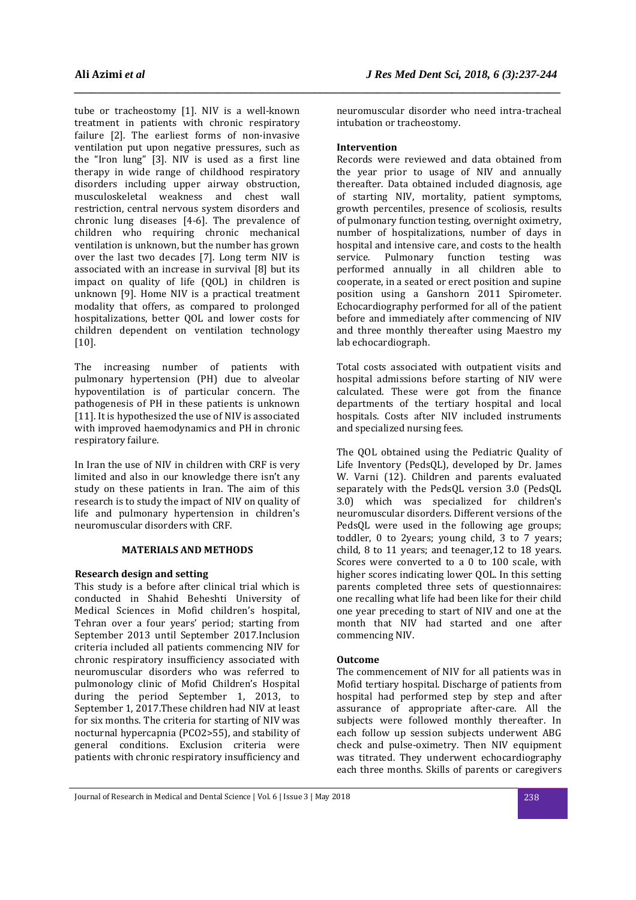tube or tracheostomy [1]. NIV is a well-known treatment in patients with chronic respiratory failure [2]. The earliest forms of non-invasive ventilation put upon negative pressures, such as the "Iron lung" [3]. NIV is used as a first line therapy in wide range of childhood respiratory disorders including upper airway obstruction, musculoskeletal weakness and chest wall restriction, central nervous system disorders and chronic lung diseases [4-6]. The prevalence of children who requiring chronic mechanical ventilation is unknown, but the number has grown over the last two decades [7]. Long term NIV is associated with an increase in survival [8] but its impact on quality of life (QOL) in children is unknown [9]. Home NIV is a practical treatment modality that offers, as compared to prolonged hospitalizations, better QOL and lower costs for children dependent on ventilation technology [10].

The increasing number of patients with pulmonary hypertension (PH) due to alveolar hypoventilation is of particular concern. The pathogenesis of PH in these patients is unknown [11]. It is hypothesized the use of NIV is associated with improved haemodynamics and PH in chronic respiratory failure.

In Iran the use of NIV in children with CRF is very limited and also in our knowledge there isn't any study on these patients in Iran. The aim of this research is to study the impact of NIV on quality of life and pulmonary hypertension in children's neuromuscular disorders with CRF.

## MATERIALS AND METHODS

### Research design and setting

This study is a before after clinical trial which is conducted in Shahid Beheshti University of Medical Sciences in Mofid children's hospital, Tehran over a four years' period; starting from September 2013 until September 2017.Inclusion criteria included all patients commencing NIV for chronic respiratory insufficiency associated with neuromuscular disorders who was referred to pulmonology clinic of Mofid Children's Hospital during the period September 1, 2013, to September 1, 2017.These children had NIV at least for six months. The criteria for starting of NIV was nocturnal hypercapnia ($PCO_2$>55), and stability of general conditions. Exclusion criteria were patients with chronic respiratory insufficiency and neuromuscular disorder who need intra-tracheal intubation or tracheostomy.

### Intervention

Records were reviewed and data obtained from the year prior to usage of NIV and annually thereafter. Data obtained included diagnosis, age of starting NIV, mortality, patient symptoms, growth percentiles, presence of scoliosis, results of pulmonary function testing, overnight oximetry, number of hospitalizations, number of days in hospital and intensive care, and costs to the health service. Pulmonary function testing was performed annually in all children able to cooperate, in a seated or erect position and supine position using a Ganshorn 2011 Spirometer. Echocardiography performed for all of the patient before and immediately after commencing of NIV and three monthly thereafter using Maestro my lab echocardiograph.

Total costs associated with outpatient visits and hospital admissions before starting of NIV were calculated. These were got from the finance departments of the tertiary hospital and local hospitals. Costs after NIV included instruments and specialized nursing fees.

The QOL obtained using the Pediatric Quality of Life Inventory (PedsQL), developed by Dr. James W. Varni (12). Children and parents evaluated separately with the PedsQL version 3.0 (PedsQL 3.0) which was specialized for children's neuromuscular disorders. Different versions of the PedsQL were used in the following age groups; toddler, 0 to 2years; young child, 3 to 7 years; child, 8 to 11 years; and teenager,12 to 18 years. Scores were converted to a 0 to 100 scale, with higher scores indicating lower QOL. In this setting parents completed three sets of questionnaires: one recalling what life had been like for their child one year preceding to start of NIV and one at the month that NIV had started and one after commencing NIV.

### Outcome

The commencement of NIV for all patients was in Mofid tertiary hospital. Discharge of patients from hospital had performed step by step and after assurance of appropriate after-care. All the subjects were followed monthly thereafter. In each follow up session subjects underwent ABG check and pulse-oximetry. Then NIV equipment was titrated. They underwent echocardiography each three months. Skills of parents or caregivers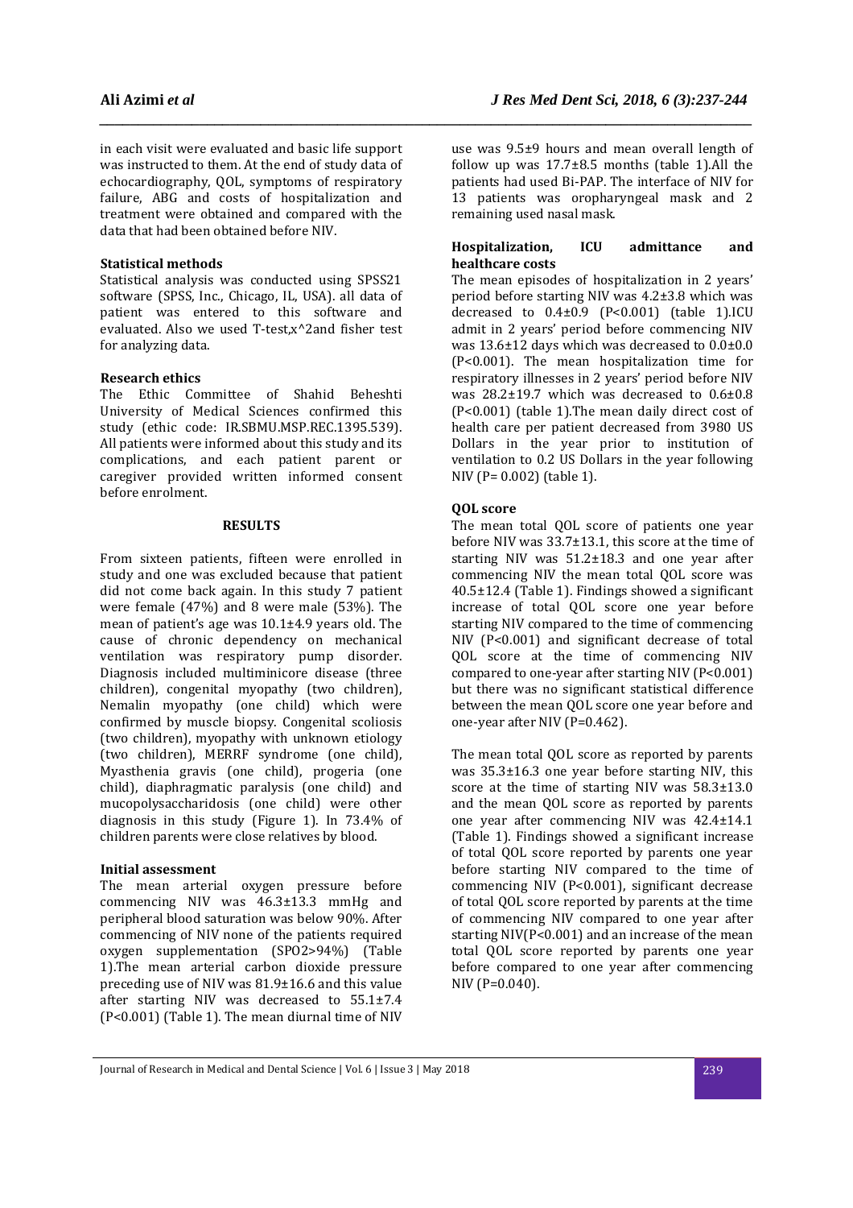in each visit were evaluated and basic life support was instructed to them. At the end of study data of echocardiography, QOL, symptoms of respiratory failure, ABG and costs of hospitalization and treatment were obtained and compared with the data that had been obtained before NIV.

### Statistical methods

Statistical analysis was conducted using SPSS21 software (SPSS, Inc., Chicago, IL, USA). all data of patient was entered to this software and evaluated. Also we used T-test,x^2and fisher test for analyzing data.

### Research ethics

The Ethic Committee of Shahid Beheshti University of Medical Sciences confirmed this study (ethic code: IR.SBMU.MSP.REC.1395.539). All patients were informed about this study and its complications, and each patient parent or caregiver provided written informed consent before enrolment.

## RESULTS

From sixteen patients, fifteen were enrolled in study and one was excluded because that patient did not come back again. In this study 7 patient were female (47%) and 8 were male (53%). The mean of patient's age was 10.1±4.9 years old. The cause of chronic dependency on mechanical ventilation was respiratory pump disorder. Diagnosis included multiminicore disease (three children), congenital myopathy (two children), Nemalin myopathy (one child) which were confirmed by muscle biopsy. Congenital scoliosis (two children), myopathy with unknown etiology (two children), MERRF syndrome (one child), Myasthenia gravis (one child), progeria (one child), diaphragmatic paralysis (one child) and mucopolysaccharidosis (one child) were other diagnosis in this study (Figure 1). In 73.4% of children parents were close relatives by blood.

### Initial assessment

The mean arterial oxygen pressure before commencing NIV was 46.3±13.3 mmHg and peripheral blood saturation was below 90%. After commencing of NIV none of the patients required oxygen supplementation ($SPO_2$>94%) (Table 1).The mean arterial carbon dioxide pressure preceding use of NIV was 81.9±16.6 and this value after starting NIV was decreased to 55.1±7.4 (P<0.001) (Table 1). The mean diurnal time of NIV use was 9.5±9 hours and mean overall length of follow up was 17.7±8.5 months (table 1).All the patients had used Bi-PAP. The interface of NIV for 13 patients was oropharyngeal mask and 2 remaining used nasal mask.

### Hospitalization, ICU admittance and healthcare costs

The mean episodes of hospitalization in 2 years' period before starting NIV was 4.2±3.8 which was decreased to 0.4±0.9 (P<0.001) (table 1).ICU admit in 2 years' period before commencing NIV was 13.6±12 days which was decreased to 0.0±0.0 (P<0.001). The mean hospitalization time for respiratory illnesses in 2 years' period before NIV was 28.2±19.7 which was decreased to 0.6±0.8 (P<0.001) (table 1).The mean daily direct cost of health care per patient decreased from 3980 US Dollars in the year prior to institution of ventilation to 0.2 US Dollars in the year following NIV (P= 0.002) (table 1).

### QOL score

The mean total QOL score of patients one year before NIV was 33.7±13.1, this score at the time of starting NIV was 51.2±18.3 and one year after commencing NIV the mean total QOL score was 40.5±12.4 (Table 1). Findings showed a significant increase of total QOL score one year before starting NIV compared to the time of commencing NIV (P<0.001) and significant decrease of total QOL score at the time of commencing NIV compared to one-year after starting NIV (P<0.001) but there was no significant statistical difference between the mean QOL score one year before and one-year after NIV (P=0.462).

The mean total QOL score as reported by parents was 35.3±16.3 one year before starting NIV, this score at the time of starting NIV was 58.3±13.0 and the mean QOL score as reported by parents one year after commencing NIV was 42.4±14.1 (Table 1). Findings showed a significant increase of total QOL score reported by parents one year before starting NIV compared to the time of commencing NIV (P<0.001), significant decrease of total QOL score reported by parents at the time of commencing NIV compared to one year after starting NIV(P<0.001) and an increase of the mean total QOL score reported by parents one year before compared to one year after commencing NIV (P=0.040).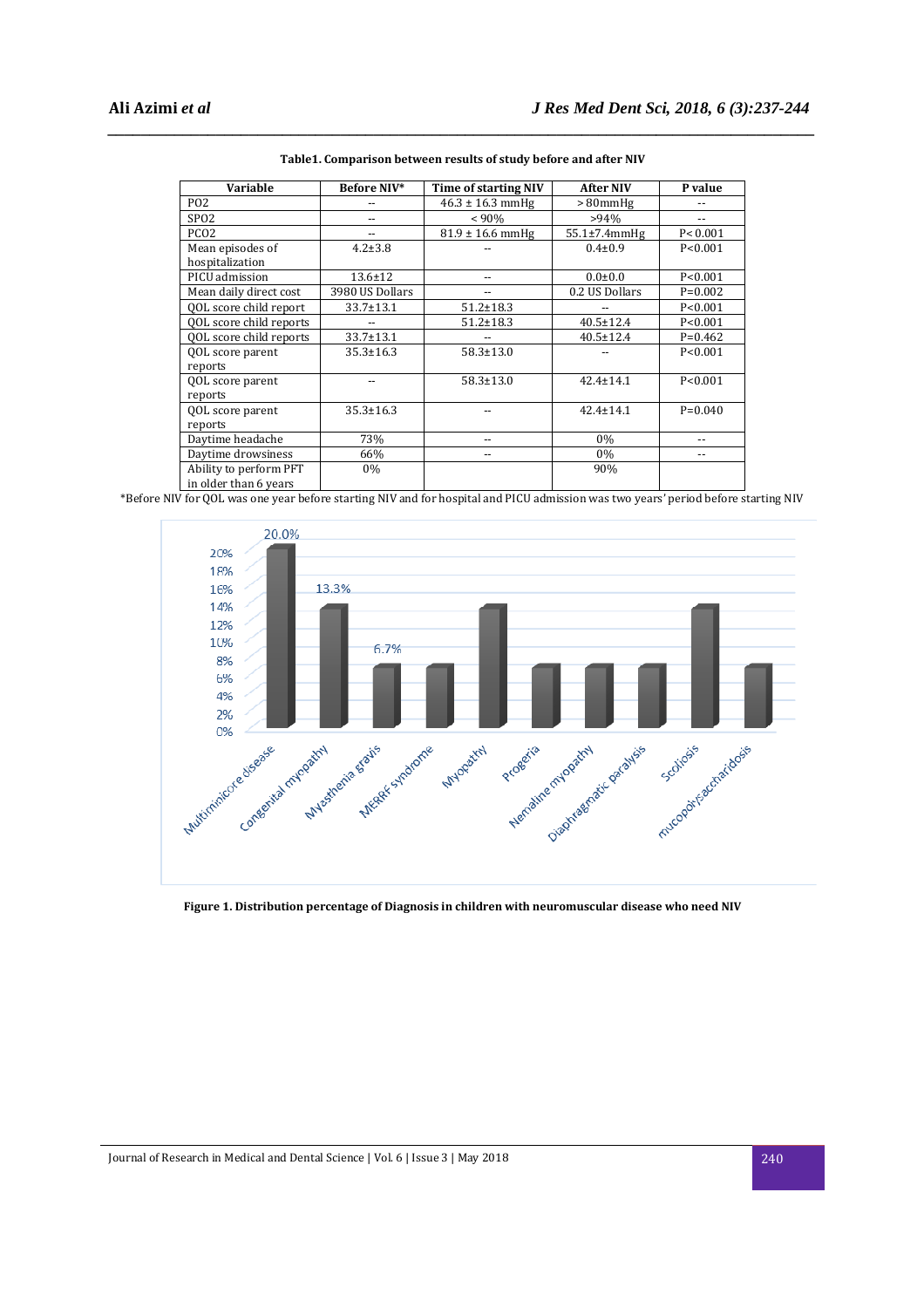**Table1. Comparison between results of study before and after NIV**

| Variable | Before NIV* | Time of starting NIV | After NIV | P value |
|---|---|---|---|---|
| PO2 | -- | 46.3 ± 16.3 mmHg | > 80mmHg | -- |
| SPO2 | -- | < 90% | >94% | -- |
| PCO2 | -- | 81.9 ± 16.6 mmHg | 55.1±7.4mmHg | P< 0.001 |
| Mean episodes of hospitalization | 4.2±3.8 | -- | 0.4±0.9 | P<0.001 |
| PICU admission | 13.6±12 | -- | 0.0±0.0 | P<0.001 |
| Mean daily direct cost | 3980 US Dollars | -- | 0.2 US Dollars | P=0.002 |
| QOL score child report | 33.7±13.1 | 51.2±18.3 | -- | P<0.001 |
| QOL score child reports | -- | 51.2±18.3 | 40.5±12.4 | P<0.001 |
| QOL score child reports | 33.7±13.1 | -- | 40.5±12.4 | P=0.462 |
| QOL score parent reports | 35.3±16.3 | 58.3±13.0 | -- | P<0.001 |
| QOL score parent reports | -- | 58.3±13.0 | 42.4±14.1 | P<0.001 |
| QOL score parent reports | 35.3±16.3 | -- | 42.4±14.1 | P=0.040 |
| Daytime headache | 73% | -- | 0% | -- |
| Daytime drowsiness | 66% | -- | 0% | -- |
| Ability to perform PFT in older than 6 years | 0% | | 90% | |

*Before NIV for QOL was one year before starting NIV and for hospital and PICU admission was two years' period before starting NIV

**Figure 1. Distribution percentage of Diagnosis in children with neuromuscular disease who need NIV**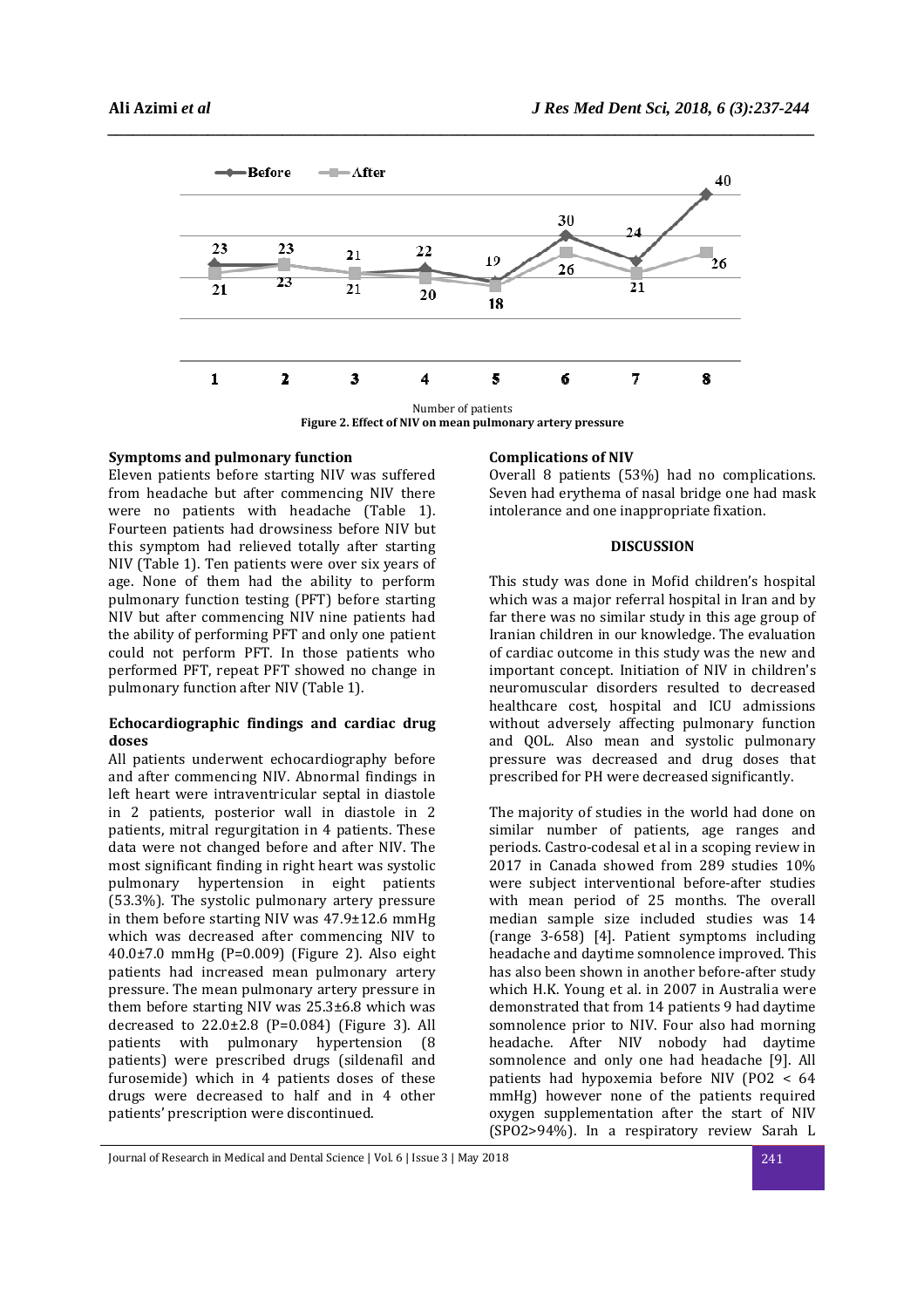Number of patients

**Figure 2. Effect of NIV on mean pulmonary artery pressure**

### Symptoms and pulmonary function

Eleven patients before starting NIV was suffered from headache but after commencing NIV there were no patients with headache (Table 1). Fourteen patients had drowsiness before NIV but this symptom had relieved totally after starting NIV (Table 1). Ten patients were over six years of age. None of them had the ability to perform pulmonary function testing (PFT) before starting NIV but after commencing NIV nine patients had the ability of performing PFT and only one patient could not perform PFT. In those patients who performed PFT, repeat PFT showed no change in pulmonary function after NIV (Table 1).

### Echocardiographic findings and cardiac drug doses

All patients underwent echocardiography before and after commencing NIV. Abnormal findings in left heart were intraventricular septal in diastole in 2 patients, posterior wall in diastole in 2 patients, mitral regurgitation in 4 patients. These data were not changed before and after NIV. The most significant finding in right heart was systolic pulmonary hypertension in eight patients (53.3%). The systolic pulmonary artery pressure in them before starting NIV was 47.9±12.6 mmHg which was decreased after commencing NIV to 40.0±7.0 mmHg (P=0.009) (Figure 2). Also eight patients had increased mean pulmonary artery pressure. The mean pulmonary artery pressure in them before starting NIV was 25.3±6.8 which was decreased to 22.0±2.8 (P=0.084) (Figure 3). All patients with pulmonary hypertension (8 patients) were prescribed drugs (sildenafil and furosemide) which in 4 patients doses of these drugs were decreased to half and in 4 other patients' prescription were discontinued.

### Complications of NIV

Overall 8 patients (53%) had no complications. Seven had erythema of nasal bridge one had mask intolerance and one inappropriate fixation.

## DISCUSSION

This study was done in Mofid children's hospital which was a major referral hospital in Iran and by far there was no similar study in this age group of Iranian children in our knowledge. The evaluation of cardiac outcome in this study was the new and important concept. Initiation of NIV in children's neuromuscular disorders resulted to decreased healthcare cost, hospital and ICU admissions without adversely affecting pulmonary function and QOL. Also mean and systolic pulmonary pressure was decreased and drug doses that prescribed for PH were decreased significantly.

The majority of studies in the world had done on similar number of patients, age ranges and periods. Castro-codesal et al in a scoping review in 2017 in Canada showed from 289 studies 10% were subject interventional before-after studies with mean period of 25 months. The overall median sample size included studies was 14 (range 3-658) [4]. Patient symptoms including headache and daytime somnolence improved. This has also been shown in another before-after study which H.K. Young et al. in 2007 in Australia were demonstrated that from 14 patients 9 had daytime somnolence prior to NIV. Four also had morning headache. After NIV nobody had daytime somnolence and only one had headache [9]. All patients had hypoxemia before NIV ($PO_2$ < 64 mmHg) however none of the patients required oxygen supplementation after the start of NIV ($SPO_2$>94%). In a respiratory review Sarah L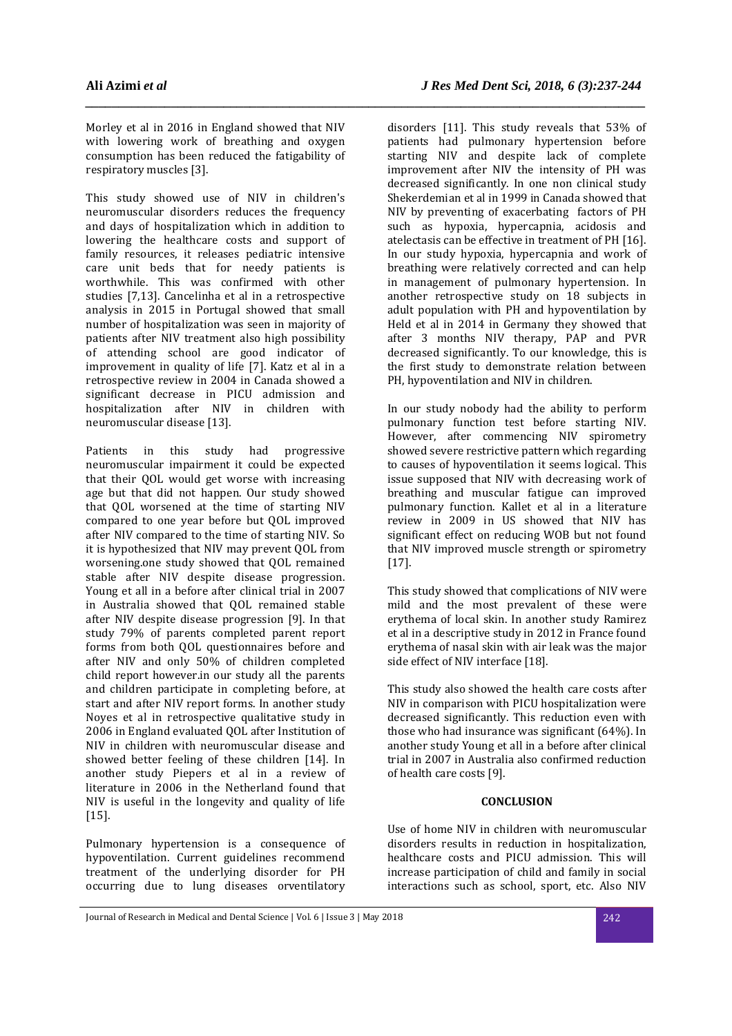Morley et al in 2016 in England showed that NIV with lowering work of breathing and oxygen consumption has been reduced the fatigability of respiratory muscles [3].

This study showed use of NIV in children's neuromuscular disorders reduces the frequency and days of hospitalization which in addition to lowering the healthcare costs and support of family resources, it releases pediatric intensive care unit beds that for needy patients is worthwhile. This was confirmed with other studies [7,13]. Cancelinha et al in a retrospective analysis in 2015 in Portugal showed that small number of hospitalization was seen in majority of patients after NIV treatment also high possibility of attending school are good indicator of improvement in quality of life [7]. Katz et al in a retrospective review in 2004 in Canada showed a significant decrease in PICU admission and hospitalization after NIV in children with neuromuscular disease [13].

Patients in this study had progressive neuromuscular impairment it could be expected that their QOL would get worse with increasing age but that did not happen. Our study showed that QOL worsened at the time of starting NIV compared to one year before but QOL improved after NIV compared to the time of starting NIV. So it is hypothesized that NIV may prevent QOL from worsening.one study showed that QOL remained stable after NIV despite disease progression. Young et all in a before after clinical trial in 2007 in Australia showed that QOL remained stable after NIV despite disease progression [9]. In that study 79% of parents completed parent report forms from both QOL questionnaires before and after NIV and only 50% of children completed child report however.in our study all the parents and children participate in completing before, at start and after NIV report forms. In another study Noyes et al in retrospective qualitative study in 2006 in England evaluated QOL after Institution of NIV in children with neuromuscular disease and showed better feeling of these children [14]. In another study Piepers et al in a review of literature in 2006 in the Netherland found that NIV is useful in the longevity and quality of life [15].

Pulmonary hypertension is a consequence of hypoventilation. Current guidelines recommend treatment of the underlying disorder for PH occurring due to lung diseases orventilatory disorders [11]. This study reveals that 53% of patients had pulmonary hypertension before starting NIV and despite lack of complete improvement after NIV the intensity of PH was decreased significantly. In one non clinical study Shekerdemian et al in 1999 in Canada showed that NIV by preventing of exacerbating factors of PH such as hypoxia, hypercapnia, acidosis and atelectasis can be effective in treatment of PH [16]. In our study hypoxia, hypercapnia and work of breathing were relatively corrected and can help in management of pulmonary hypertension. In another retrospective study on 18 subjects in adult population with PH and hypoventilation by Held et al in 2014 in Germany they showed that after 3 months NIV therapy, PAP and PVR decreased significantly. To our knowledge, this is the first study to demonstrate relation between PH, hypoventilation and NIV in children.

In our study nobody had the ability to perform pulmonary function test before starting NIV. However, after commencing NIV spirometry showed severe restrictive pattern which regarding to causes of hypoventilation it seems logical. This issue supposed that NIV with decreasing work of breathing and muscular fatigue can improved pulmonary function. Kallet et al in a literature review in 2009 in US showed that NIV has significant effect on reducing WOB but not found that NIV improved muscle strength or spirometry [17].

This study showed that complications of NIV were mild and the most prevalent of these were erythema of local skin. In another study Ramirez et al in a descriptive study in 2012 in France found erythema of nasal skin with air leak was the major side effect of NIV interface [18].

This study also showed the health care costs after NIV in comparison with PICU hospitalization were decreased significantly. This reduction even with those who had insurance was significant (64%). In another study Young et all in a before after clinical trial in 2007 in Australia also confirmed reduction of health care costs [9].

## CONCLUSION

Use of home NIV in children with neuromuscular disorders results in reduction in hospitalization, healthcare costs and PICU admission. This will increase participation of child and family in social interactions such as school, sport, etc. Also NIV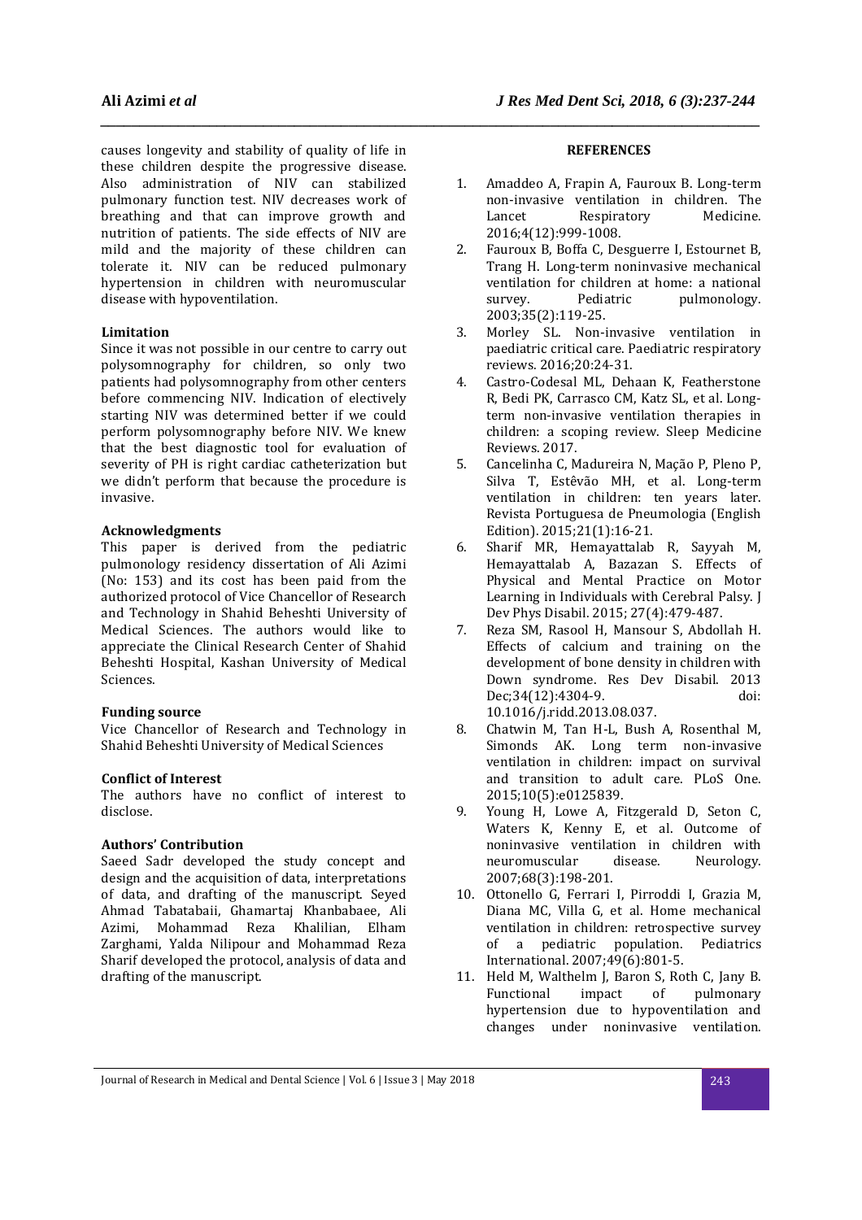causes longevity and stability of quality of life in these children despite the progressive disease. Also administration of NIV can stabilized pulmonary function test. NIV decreases work of breathing and that can improve growth and nutrition of patients. The side effects of NIV are mild and the majority of these children can tolerate it. NIV can be reduced pulmonary hypertension in children with neuromuscular disease with hypoventilation.

### Limitation

Since it was not possible in our centre to carry out polysomnography for children, so only two patients had polysomnography from other centers before commencing NIV. Indication of electively starting NIV was determined better if we could perform polysomnography before NIV. We knew that the best diagnostic tool for evaluation of severity of PH is right cardiac catheterization but we didn't perform that because the procedure is invasive.

### Acknowledgments

This paper is derived from the pediatric pulmonology residency dissertation of Ali Azimi (No: 153) and its cost has been paid from the authorized protocol of Vice Chancellor of Research and Technology in Shahid Beheshti University of Medical Sciences. The authors would like to appreciate the Clinical Research Center of Shahid Beheshti Hospital, Kashan University of Medical Sciences.

### Funding source

Vice Chancellor of Research and Technology in Shahid Beheshti University of Medical Sciences

### Conflict of Interest

The authors have no conflict of interest to disclose.

### Authors' Contribution

Saeed Sadr developed the study concept and design and the acquisition of data, interpretations of data, and drafting of the manuscript. Seyed Ahmad Tabatabaii, Ghamartaj Khanbabaee, Ali Azimi, Mohammad Reza Khalilian, Elham Zarghami, Yalda Nilipour and Mohammad Reza Sharif developed the protocol, analysis of data and drafting of the manuscript.

## REFERENCES

1. Amaddeo A, Frapin A, Fauroux B. Long-term non-invasive ventilation in children. The Lancet Respiratory Medicine. 2016;4(12):999-1008.
2. Fauroux B, Boffa C, Desguerre I, Estournet B, Trang H. Long-term noninvasive mechanical ventilation for children at home: a national survey. Pediatric pulmonology. 2003;35(2):119-25.
3. Morley SL. Non-invasive ventilation in paediatric critical care. Paediatric respiratory reviews. 2016;20:24-31.
4. Castro-Codesal ML, Dehaan K, Featherstone R, Bedi PK, Carrasco CM, Katz SL, et al. Long-term non-invasive ventilation therapies in children: a scoping review. Sleep Medicine Reviews. 2017.
5. Cancelinha C, Madureira N, Mação P, Pleno P, Silva T, Estêvão MH, et al. Long-term ventilation in children: ten years later. Revista Portuguesa de Pneumologia (English Edition). 2015;21(1):16-21.
6. Sharif MR, Hemayattalab R, Sayyah M, Hemayattalab A, Bazazan S. Effects of Physical and Mental Practice on Motor Learning in Individuals with Cerebral Palsy. J Dev Phys Disabil. 2015; 27(4):479-487.
7. Reza SM, Rasool H, Mansour S, Abdollah H. Effects of calcium and training on the development of bone density in children with Down syndrome. Res Dev Disabil. 2013 Dec;34(12):4304-9. doi: 10.1016/j.ridd.2013.08.037.
8. Chatwin M, Tan H-L, Bush A, Rosenthal M, Simonds AK. Long term non-invasive ventilation in children: impact on survival and transition to adult care. PLoS One. 2015;10(5):e0125839.
9. Young H, Lowe A, Fitzgerald D, Seton C, Waters K, Kenny E, et al. Outcome of noninvasive ventilation in children with neuromuscular disease. Neurology. 2007;68(3):198-201.
10. Ottonello G, Ferrari I, Pirroddi I, Grazia M, Diana MC, Villa G, et al. Home mechanical ventilation in children: retrospective survey of a pediatric population. Pediatrics International. 2007;49(6):801-5.
11. Held M, Walthelm J, Baron S, Roth C, Jany B. Functional impact of pulmonary hypertension due to hypoventilation and changes under noninvasive ventilation.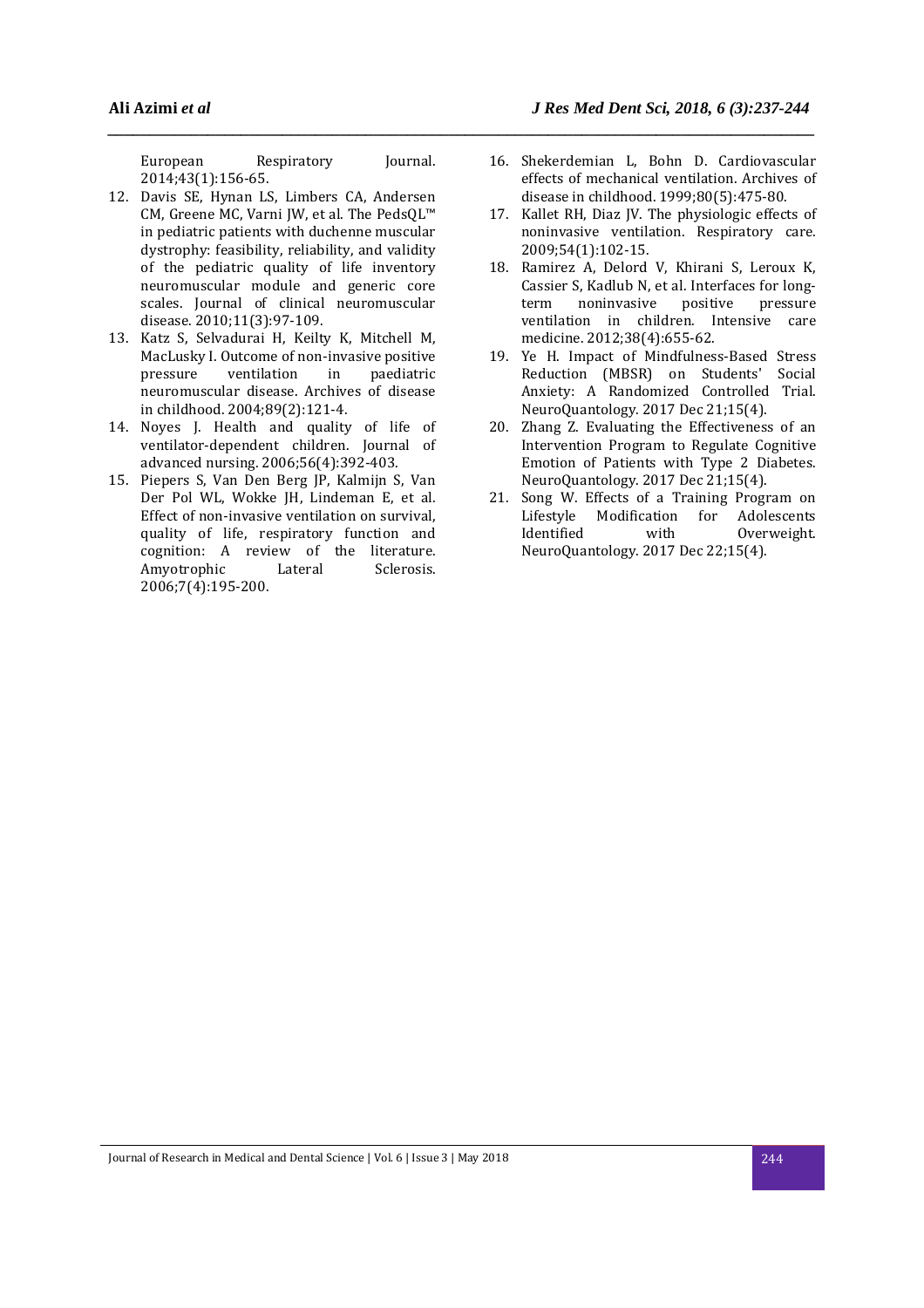European Respiratory Journal. 2014;43(1):156-65.

12. Davis SE, Hynan LS, Limbers CA, Andersen CM, Greene MC, Varni JW, et al. The PedsQL™ in pediatric patients with duchenne muscular dystrophy: feasibility, reliability, and validity of the pediatric quality of life inventory neuromuscular module and generic core scales. Journal of clinical neuromuscular disease. 2010;11(3):97-109.
13. Katz S, Selvadurai H, Keilty K, Mitchell M, MacLusky I. Outcome of non-invasive positive pressure ventilation in paediatric neuromuscular disease. Archives of disease in childhood. 2004;89(2):121-4.
14. Noyes J. Health and quality of life of ventilator-dependent children. Journal of advanced nursing. 2006;56(4):392-403.
15. Piepers S, Van Den Berg JP, Kalmijn S, Van Der Pol WL, Wokke JH, Lindeman E, et al. Effect of non-invasive ventilation on survival, quality of life, respiratory function and cognition: A review of the literature. Amyotrophic Lateral Sclerosis. 2006;7(4):195-200.
16. Shekerdemian L, Bohn D. Cardiovascular effects of mechanical ventilation. Archives of disease in childhood. 1999;80(5):475-80.
17. Kallet RH, Diaz JV. The physiologic effects of noninvasive ventilation. Respiratory care. 2009;54(1):102-15.
18. Ramirez A, Delord V, Khirani S, Leroux K, Cassier S, Kadlub N, et al. Interfaces for long-term noninvasive positive pressure ventilation in children. Intensive care medicine. 2012;38(4):655-62.
19. Ye H. Impact of Mindfulness-Based Stress Reduction (MBSR) on Students' Social Anxiety: A Randomized Controlled Trial. NeuroQuantology. 2017 Dec 21;15(4).
20. Zhang Z. Evaluating the Effectiveness of an Intervention Program to Regulate Cognitive Emotion of Patients with Type 2 Diabetes. NeuroQuantology. 2017 Dec 21;15(4).
21. Song W. Effects of a Training Program on Lifestyle Modification for Adolescents Identified with Overweight. NeuroQuantology. 2017 Dec 22;15(4).